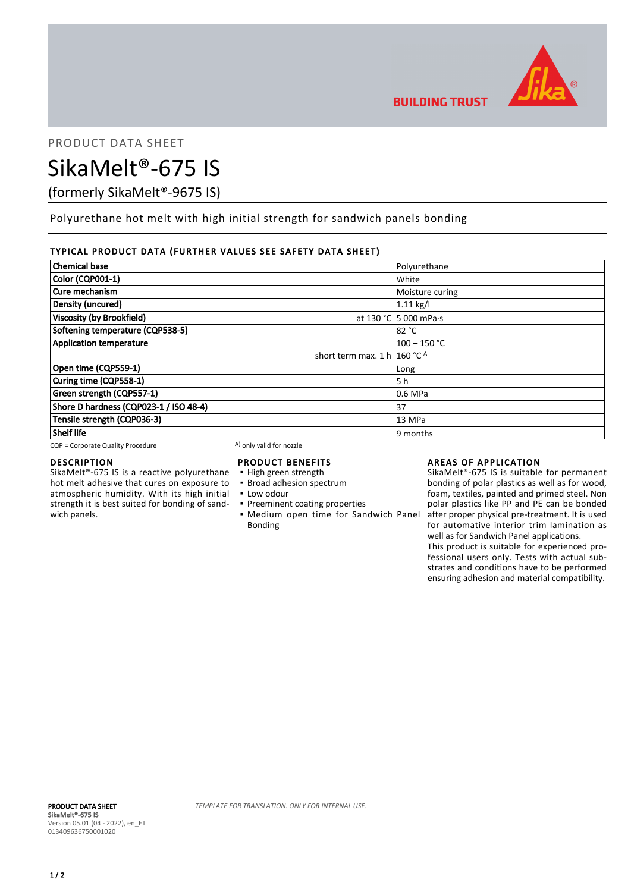PRODUCT DATA SHEET

# SikaMelt®-675 IS

(formerly SikaMelt®-9675 IS)

Polyurethane hot melt with high initial strength for sandwich panels bonding

## TYPICAL PRODUCT DATA (FURTHER VALUES SEE SAFETY DATA SHEET)

| Property | | Value |
|---|---|---|
| **Chemical base** | | Polyurethane |
| **Color (CQP001-1)** | | White |
| **Cure mechanism** | | Moisture curing |
| **Density (uncured)** | | 1.11 kg/l |
| **Viscosity (by Brookfield)** | at 130 °C | 5 000 mPa·s |
| **Softening temperature (CQP538-5)** | | 82 °C |
| **Application temperature** | | 100 – 150 °C |
| | short term max. 1 h | 160 °C [A] |
| **Open time (CQP559-1)** | | Long |
| **Curing time (CQP558-1)** | | 5 h |
| **Green strength (CQP557-1)** | | 0.6 MPa |
| **Shore D hardness (CQP023-1 / ISO 48-4)** | | 37 |
| **Tensile strength (CQP036-3)** | | 13 MPa |
| **Shelf life** | | 9 months |

CQP = Corporate Quality Procedure    A) only valid for nozzle

## DESCRIPTION

SikaMelt®-675 IS is a reactive polyurethane hot melt adhesive that cures on exposure to atmospheric humidity. With its high initial strength it is best suited for bonding of sandwich panels.

## PRODUCT BENEFITS

- High green strength
- Broad adhesion spectrum
- Low odour
- Preeminent coating properties
- Medium open time for Sandwich Panel Bonding

## AREAS OF APPLICATION

SikaMelt®-675 IS is suitable for permanent bonding of polar plastics as well as for wood, foam, textiles, painted and primed steel. Non polar plastics like PP and PE can be bonded after proper physical pre-treatment. It is used for automative interior trim lamination as well as for Sandwich Panel applications.

This product is suitable for experienced professional users only. Tests with actual substrates and conditions have to be performed ensuring adhesion and material compatibility.

**PRODUCT DATA SHEET**
**SikaMelt®-675 IS**
Version 05.01 (04 - 2022), en_ET
013409636750001020

*TEMPLATE FOR TRANSLATION. ONLY FOR INTERNAL USE.*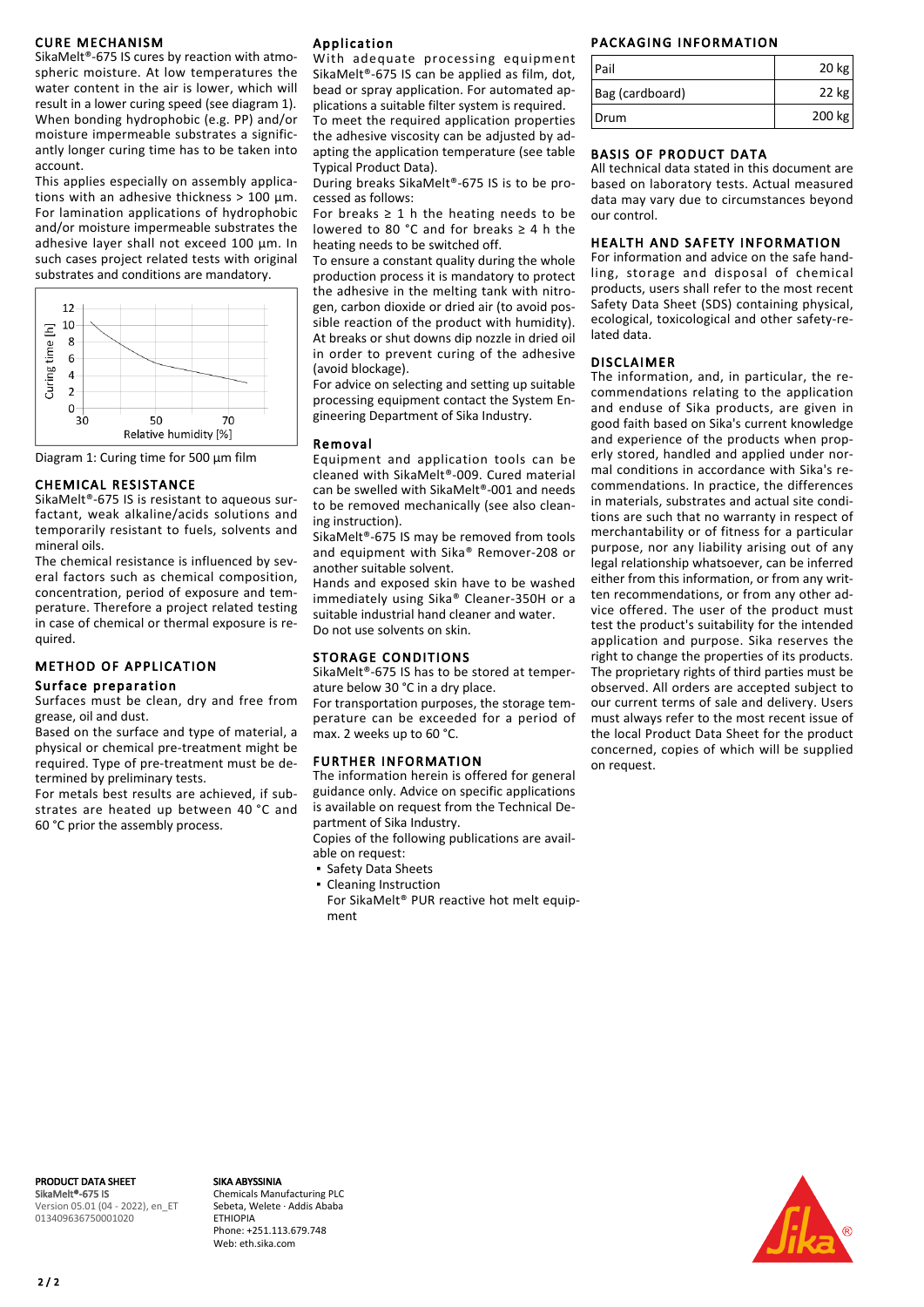## CURE MECHANISM

SikaMelt®-675 IS cures by reaction with atmospheric moisture. At low temperatures the water content in the air is lower, which will result in a lower curing speed (see diagram 1). When bonding hydrophobic (e.g. PP) and/or moisture impermeable substrates a significantly longer curing time has to be taken into account.

This applies especially on assembly applications with an adhesive thickness > 100 µm. For lamination applications of hydrophobic and/or moisture impermeable substrates the adhesive layer shall not exceed 100 µm. In such cases project related tests with original substrates and conditions are mandatory.

Curing time [h]
12
10
8
6
4
2
0
30
50
70
Relative humidity [%]

Diagram 1: Curing time for 500 µm film

## CHEMICAL RESISTANCE

SikaMelt®-675 IS is resistant to aqueous surfactant, weak alkaline/acids solutions and temporarily resistant to fuels, solvents and mineral oils.

The chemical resistance is influenced by several factors such as chemical composition, concentration, period of exposure and temperature. Therefore a project related testing in case of chemical or thermal exposure is required.

## METHOD OF APPLICATION

### Surface preparation

Surfaces must be clean, dry and free from grease, oil and dust.

Based on the surface and type of material, a physical or chemical pre-treatment might be required. Type of pre-treatment must be determined by preliminary tests.

For metals best results are achieved, if substrates are heated up between 40 °C and 60 °C prior the assembly process.

### Application

With adequate processing equipment SikaMelt®-675 IS can be applied as film, dot, bead or spray application. For automated applications a suitable filter system is required.

To meet the required application properties the adhesive viscosity can be adjusted by adapting the application temperature (see table Typical Product Data).

During breaks SikaMelt®-675 IS is to be processed as follows:

For breaks ≥ 1 h the heating needs to be lowered to 80 °C and for breaks ≥ 4 h the heating needs to be switched off.

To ensure a constant quality during the whole production process it is mandatory to protect the adhesive in the melting tank with nitrogen, carbon dioxide or dried air (to avoid possible reaction of the product with humidity). At breaks or shut downs dip nozzle in dried oil in order to prevent curing of the adhesive (avoid blockage).

For advice on selecting and setting up suitable processing equipment contact the System Engineering Department of Sika Industry.

### Removal

Equipment and application tools can be cleaned with SikaMelt®-009. Cured material can be swelled with SikaMelt®-001 and needs to be removed mechanically (see also cleaning instruction).

SikaMelt®-675 IS may be removed from tools and equipment with Sika® Remover-208 or another suitable solvent.

Hands and exposed skin have to be washed immediately using Sika® Cleaner-350H or a suitable industrial hand cleaner and water.

Do not use solvents on skin.

## STORAGE CONDITIONS

SikaMelt®-675 IS has to be stored at temperature below 30 °C in a dry place.

For transportation purposes, the storage temperature can be exceeded for a period of max. 2 weeks up to 60 °C.

## FURTHER INFORMATION

The information herein is offered for general guidance only. Advice on specific applications is available on request from the Technical Department of Sika Industry.

Copies of the following publications are available on request:

- Safety Data Sheets
- Cleaning Instruction
  For SikaMelt® PUR reactive hot melt equipment

## PACKAGING INFORMATION

| | |
|---|---|
| Pail | 20 kg |
| Bag (cardboard) | 22 kg |
| Drum | 200 kg |

## BASIS OF PRODUCT DATA

All technical data stated in this document are based on laboratory tests. Actual measured data may vary due to circumstances beyond our control.

## HEALTH AND SAFETY INFORMATION

For information and advice on the safe handling, storage and disposal of chemical products, users shall refer to the most recent Safety Data Sheet (SDS) containing physical, ecological, toxicological and other safety-related data.

## DISCLAIMER

The information, and, in particular, the recommendations relating to the application and enduse of Sika products, are given in good faith based on Sika's current knowledge and experience of the products when properly stored, handled and applied under normal conditions in accordance with Sika's recommendations. In practice, the differences in materials, substrates and actual site conditions are such that no warranty in respect of merchantability or of fitness for a particular purpose, nor any liability arising out of any legal relationship whatsoever, can be inferred either from this information, or from any written recommendations, or from any other advice offered. The user of the product must test the product's suitability for the intended application and purpose. Sika reserves the right to change the properties of its products. The proprietary rights of third parties must be observed. All orders are accepted subject to our current terms of sale and delivery. Users must always refer to the most recent issue of the local Product Data Sheet for the product concerned, copies of which will be supplied on request.

**PRODUCT DATA SHEET**
**SikaMelt®-675 IS**
Version 05.01 (04 - 2022), en_ET
013409636750001020

**SIKA ABYSSINIA**
Chemicals Manufacturing PLC
Sebeta, Welete · Addis Ababa
ETHIOPIA
Phone: +251.113.679.748
Web: eth.sika.com